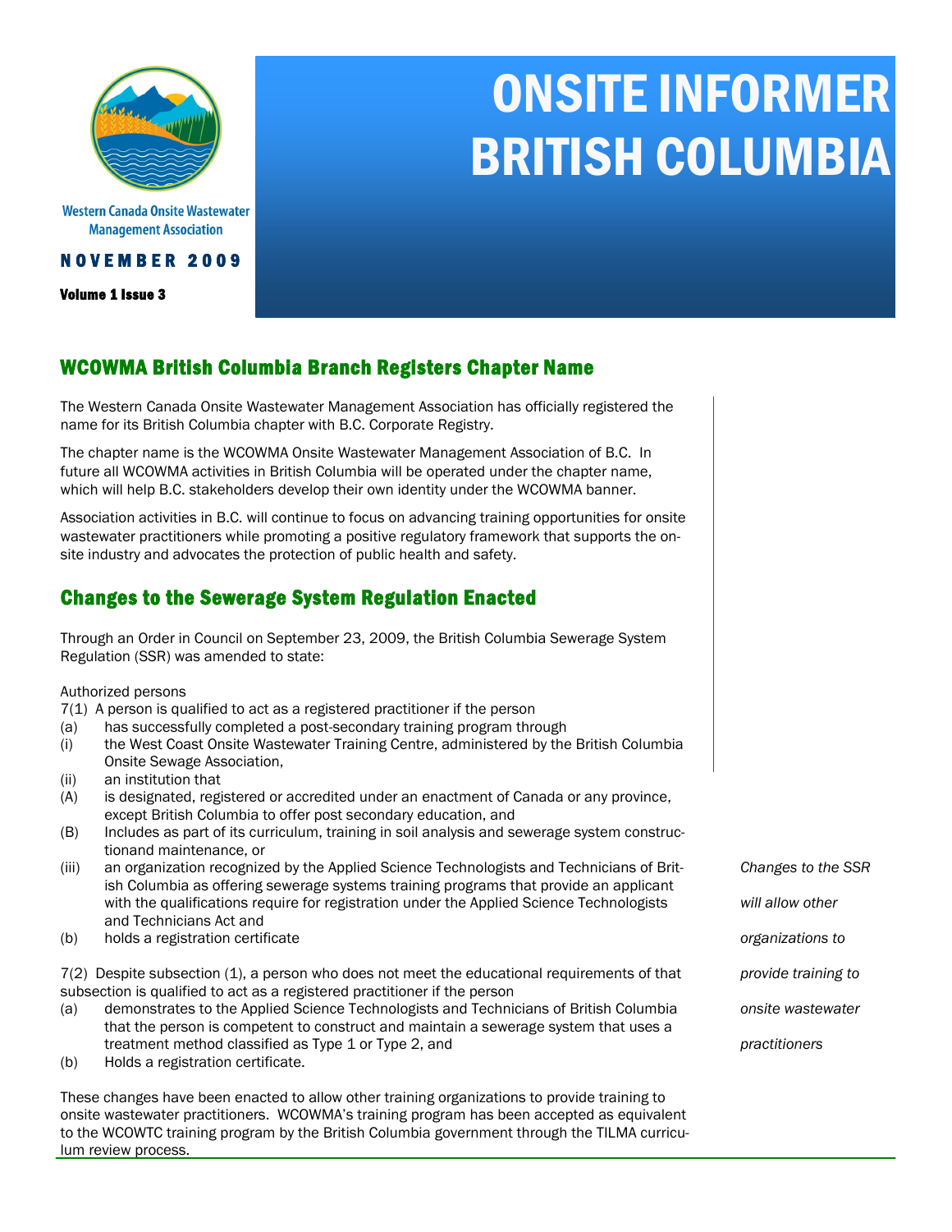Western Canada Onsite Wastewater Management Association

**NOVEMBER 2009**

**Volume 1 Issue 3**

# ONSITE INFORMER BRITISH COLUMBIA

## WCOWMA British Columbia Branch Registers Chapter Name

The Western Canada Onsite Wastewater Management Association has officially registered the name for its British Columbia chapter with B.C. Corporate Registry.

The chapter name is the WCOWMA Onsite Wastewater Management Association of B.C. In future all WCOWMA activities in British Columbia will be operated under the chapter name, which will help B.C. stakeholders develop their own identity under the WCOWMA banner.

Association activities in B.C. will continue to focus on advancing training opportunities for onsite wastewater practitioners while promoting a positive regulatory framework that supports the onsite industry and advocates the protection of public health and safety.

## Changes to the Sewerage System Regulation Enacted

Through an Order in Council on September 23, 2009, the British Columbia Sewerage System Regulation (SSR) was amended to state:

Authorized persons

7(1) A person is qualified to act as a registered practitioner if the person

(a) has successfully completed a post-secondary training program through

(i) the West Coast Onsite Wastewater Training Centre, administered by the British Columbia Onsite Sewage Association,

(ii) an institution that

(A) is designated, registered or accredited under an enactment of Canada or any province, except British Columbia to offer post secondary education, and

(B) Includes as part of its curriculum, training in soil analysis and sewerage system constructionand maintenance, or

(iii) an organization recognized by the Applied Science Technologists and Technicians of British Columbia as offering sewerage systems training programs that provide an applicant with the qualifications require for registration under the Applied Science Technologists and Technicians Act and

(b) holds a registration certificate

7(2) Despite subsection (1), a person who does not meet the educational requirements of that subsection is qualified to act as a registered practitioner if the person

(a) demonstrates to the Applied Science Technologists and Technicians of British Columbia that the person is competent to construct and maintain a sewerage system that uses a treatment method classified as Type 1 or Type 2, and

(b) Holds a registration certificate.

*Changes to the SSR will allow other organizations to provide training to onsite wastewater practitioners*

These changes have been enacted to allow other training organizations to provide training to onsite wastewater practitioners. WCOWMA's training program has been accepted as equivalent to the WCOWTC training program by the British Columbia government through the TILMA curriculum review process.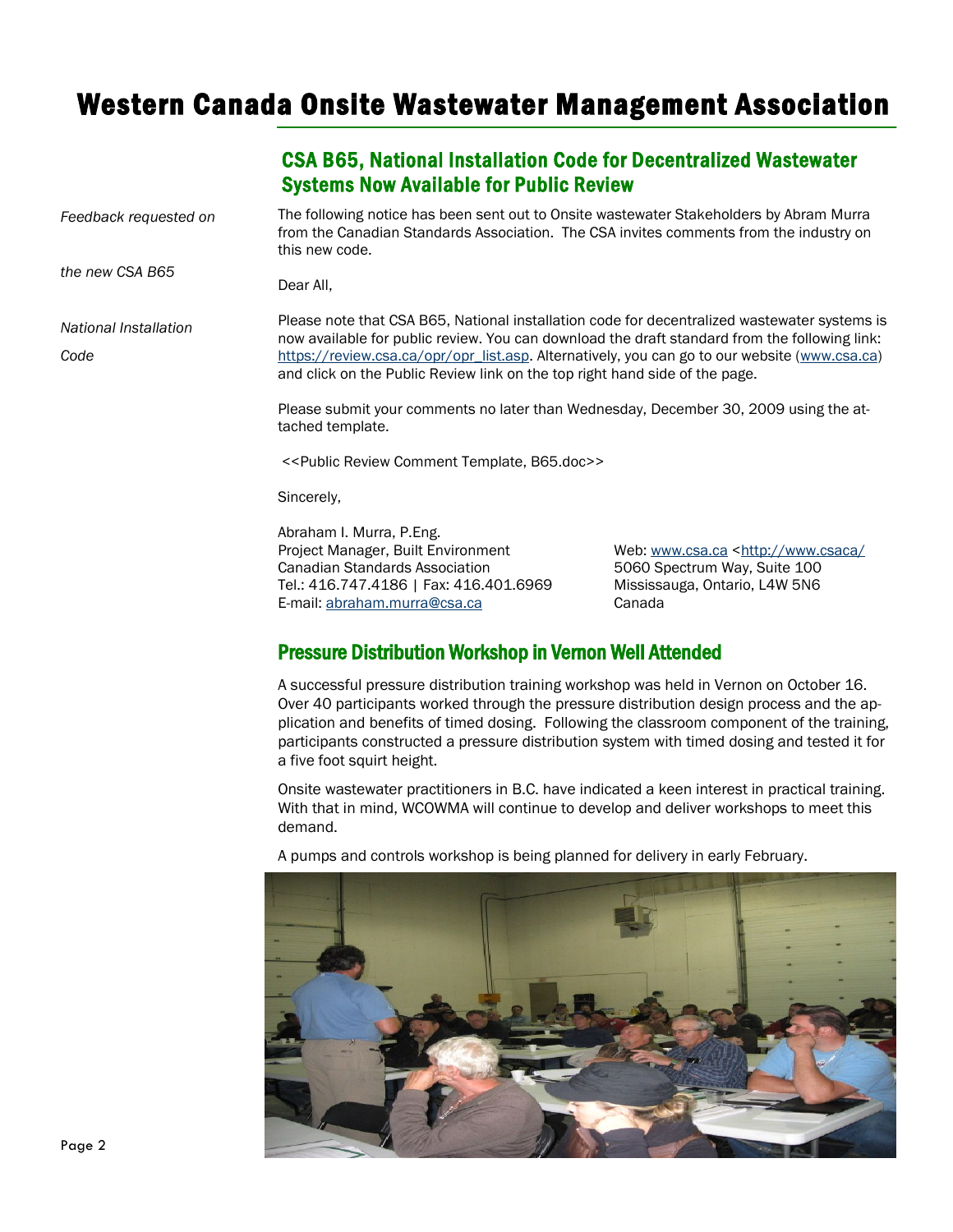# Western Canada Onsite Wastewater Management Association

## CSA B65, National Installation Code for Decentralized Wastewater Systems Now Available for Public Review

*Feedback requested on the new CSA B65 National Installation Code*

The following notice has been sent out to Onsite wastewater Stakeholders by Abram Murra from the Canadian Standards Association. The CSA invites comments from the industry on this new code.

Dear All,

Please note that CSA B65, National installation code for decentralized wastewater systems is now available for public review. You can download the draft standard from the following link: https://review.csa.ca/opr/opr_list.asp. Alternatively, you can go to our website (www.csa.ca) and click on the Public Review link on the top right hand side of the page.

Please submit your comments no later than Wednesday, December 30, 2009 using the attached template.

<<Public Review Comment Template, B65.doc>>

Sincerely,

Abraham I. Murra, P.Eng.
Project Manager, Built Environment
Canadian Standards Association
Tel.: 416.747.4186 | Fax: 416.401.6969
E-mail: abraham.murra@csa.ca

Web: www.csa.ca <http://www.csaca/
5060 Spectrum Way, Suite 100
Mississauga, Ontario, L4W 5N6
Canada

## Pressure Distribution Workshop in Vernon Well Attended

A successful pressure distribution training workshop was held in Vernon on October 16. Over 40 participants worked through the pressure distribution design process and the application and benefits of timed dosing. Following the classroom component of the training, participants constructed a pressure distribution system with timed dosing and tested it for a five foot squirt height.

Onsite wastewater practitioners in B.C. have indicated a keen interest in practical training. With that in mind, WCOWMA will continue to develop and deliver workshops to meet this demand.

A pumps and controls workshop is being planned for delivery in early February.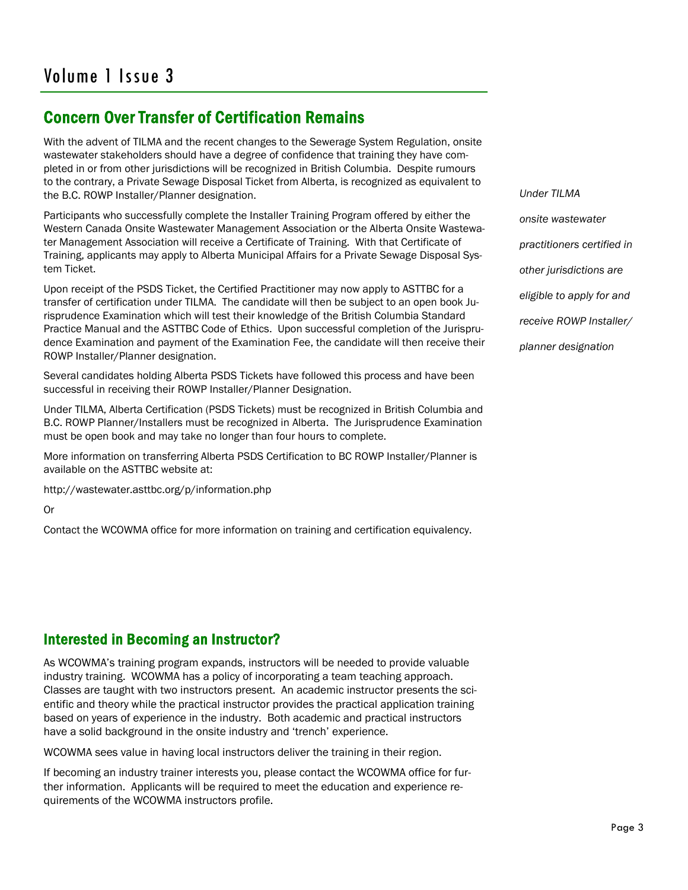## Concern Over Transfer of Certification Remains

With the advent of TILMA and the recent changes to the Sewerage System Regulation, onsite wastewater stakeholders should have a degree of confidence that training they have completed in or from other jurisdictions will be recognized in British Columbia. Despite rumours to the contrary, a Private Sewage Disposal Ticket from Alberta, is recognized as equivalent to the B.C. ROWP Installer/Planner designation.

Participants who successfully complete the Installer Training Program offered by either the Western Canada Onsite Wastewater Management Association or the Alberta Onsite Wastewater Management Association will receive a Certificate of Training. With that Certificate of Training, applicants may apply to Alberta Municipal Affairs for a Private Sewage Disposal System Ticket.

Upon receipt of the PSDS Ticket, the Certified Practitioner may now apply to ASTTBC for a transfer of certification under TILMA. The candidate will then be subject to an open book Jurisprudence Examination which will test their knowledge of the British Columbia Standard Practice Manual and the ASTTBC Code of Ethics. Upon successful completion of the Jurisprudence Examination and payment of the Examination Fee, the candidate will then receive their ROWP Installer/Planner designation.

Several candidates holding Alberta PSDS Tickets have followed this process and have been successful in receiving their ROWP Installer/Planner Designation.

Under TILMA, Alberta Certification (PSDS Tickets) must be recognized in British Columbia and B.C. ROWP Planner/Installers must be recognized in Alberta. The Jurisprudence Examination must be open book and may take no longer than four hours to complete.

More information on transferring Alberta PSDS Certification to BC ROWP Installer/Planner is available on the ASTTBC website at:

http://wastewater.asttbc.org/p/information.php

Or

Contact the WCOWMA office for more information on training and certification equivalency.

*Under TILMA onsite wastewater practitioners certified in other jurisdictions are eligible to apply for and receive ROWP Installer/planner designation*

## Interested in Becoming an Instructor?

As WCOWMA's training program expands, instructors will be needed to provide valuable industry training. WCOWMA has a policy of incorporating a team teaching approach. Classes are taught with two instructors present. An academic instructor presents the scientific and theory while the practical instructor provides the practical application training based on years of experience in the industry. Both academic and practical instructors have a solid background in the onsite industry and 'trench' experience.

WCOWMA sees value in having local instructors deliver the training in their region.

If becoming an industry trainer interests you, please contact the WCOWMA office for further information. Applicants will be required to meet the education and experience requirements of the WCOWMA instructors profile.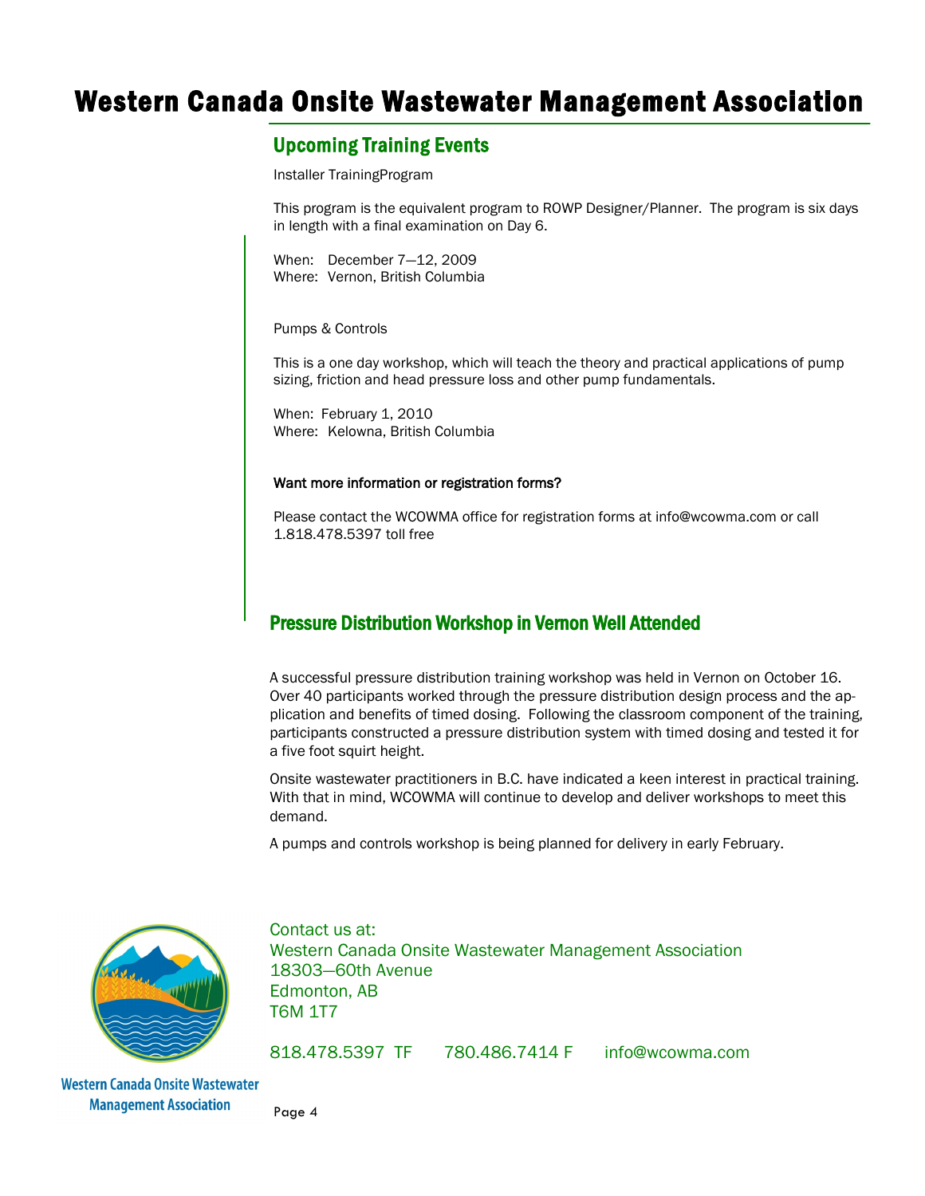# Western Canada Onsite Wastewater Management Association

## Upcoming Training Events

Installer TrainingProgram

This program is the equivalent program to ROWP Designer/Planner. The program is six days in length with a final examination on Day 6.

When: December 7—12, 2009
Where: Vernon, British Columbia

Pumps & Controls

This is a one day workshop, which will teach the theory and practical applications of pump sizing, friction and head pressure loss and other pump fundamentals.

When: February 1, 2010
Where: Kelowna, British Columbia

**Want more information or registration forms?**

Please contact the WCOWMA office for registration forms at info@wcowma.com or call 1.818.478.5397 toll free

## Pressure Distribution Workshop in Vernon Well Attended

A successful pressure distribution training workshop was held in Vernon on October 16. Over 40 participants worked through the pressure distribution design process and the application and benefits of timed dosing. Following the classroom component of the training, participants constructed a pressure distribution system with timed dosing and tested it for a five foot squirt height.

Onsite wastewater practitioners in B.C. have indicated a keen interest in practical training. With that in mind, WCOWMA will continue to develop and deliver workshops to meet this demand.

A pumps and controls workshop is being planned for delivery in early February.

Contact us at:
Western Canada Onsite Wastewater Management Association
18303—60th Avenue
Edmonton, AB
T6M 1T7

818.478.5397 TF 780.486.7414 F info@wcowma.com

Western Canada Onsite Wastewater Management Association